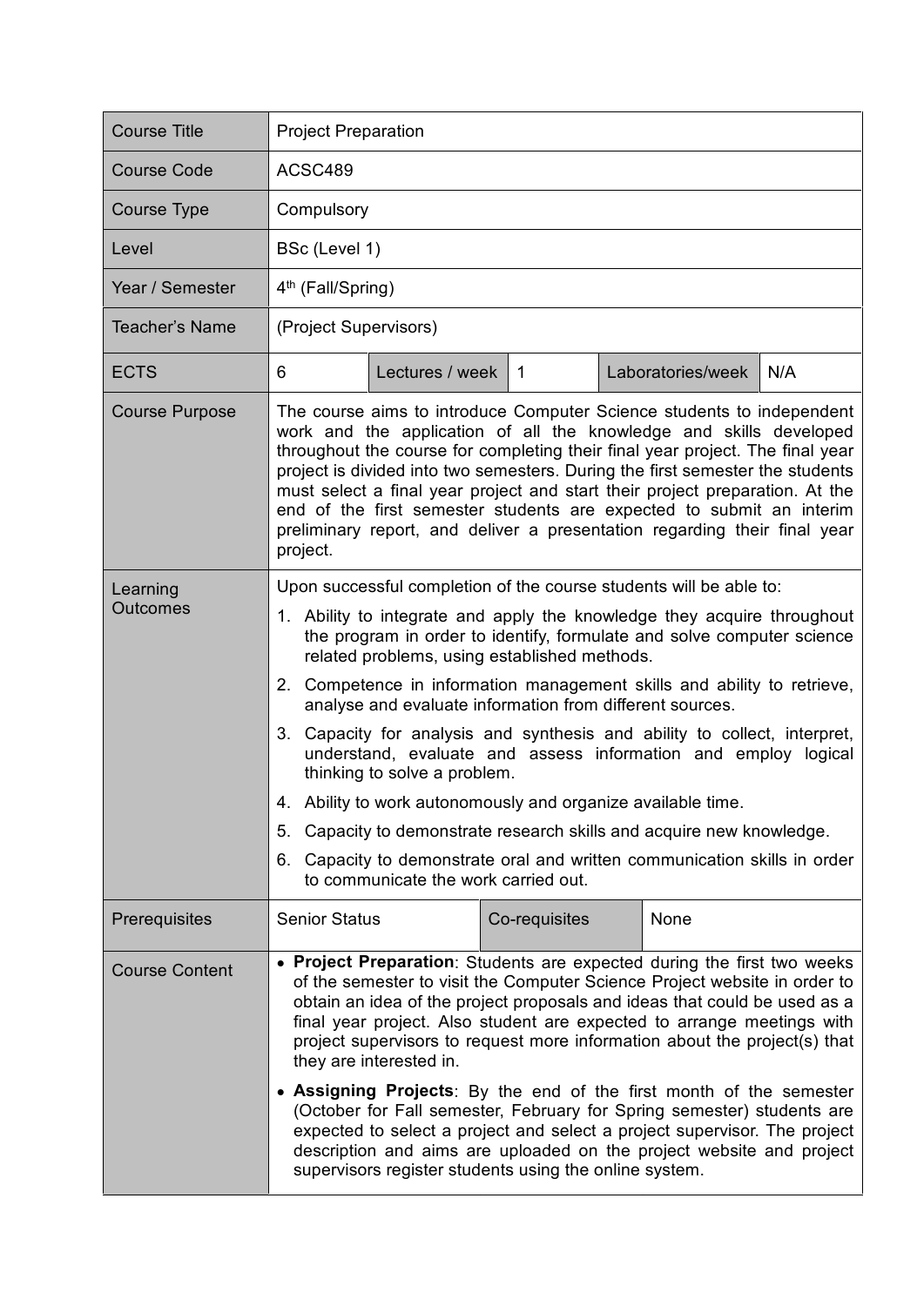| Course Title | Project Preparation | | | | |
|---|---|---|---|---|---|
| Course Code | ACSC489 | | | | |
| Course Type | Compulsory | | | | |
| Level | BSc (Level 1) | | | | |
| Year / Semester | 4th (Fall/Spring) | | | | |
| Teacher's Name | (Project Supervisors) | | | | |
| ECTS | 6 | Lectures / week | 1 | Laboratories/week | N/A |
| Course Purpose | The course aims to introduce Computer Science students to independent work and the application of all the knowledge and skills developed throughout the course for completing their final year project. The final year project is divided into two semesters. During the first semester the students must select a final year project and start their project preparation. At the end of the first semester students are expected to submit an interim preliminary report, and deliver a presentation regarding their final year project. | | | | |
| Learning Outcomes | Upon successful completion of the course students will be able to:<br>1. Ability to integrate and apply the knowledge they acquire throughout the program in order to identify, formulate and solve computer science related problems, using established methods.<br>2. Competence in information management skills and ability to retrieve, analyse and evaluate information from different sources.<br>3. Capacity for analysis and synthesis and ability to collect, interpret, understand, evaluate and assess information and employ logical thinking to solve a problem.<br>4. Ability to work autonomously and organize available time.<br>5. Capacity to demonstrate research skills and acquire new knowledge.<br>6. Capacity to demonstrate oral and written communication skills in order to communicate the work carried out. | | | | |
| Prerequisites | Senior Status | Co-requisites | None | | |
| Course Content | • **Project Preparation**: Students are expected during the first two weeks of the semester to visit the Computer Science Project website in order to obtain an idea of the project proposals and ideas that could be used as a final year project. Also student are expected to arrange meetings with project supervisors to request more information about the project(s) that they are interested in.<br>• **Assigning Projects**: By the end of the first month of the semester (October for Fall semester, February for Spring semester) students are expected to select a project and select a project supervisor. The project description and aims are uploaded on the project website and project supervisors register students using the online system. | | | | |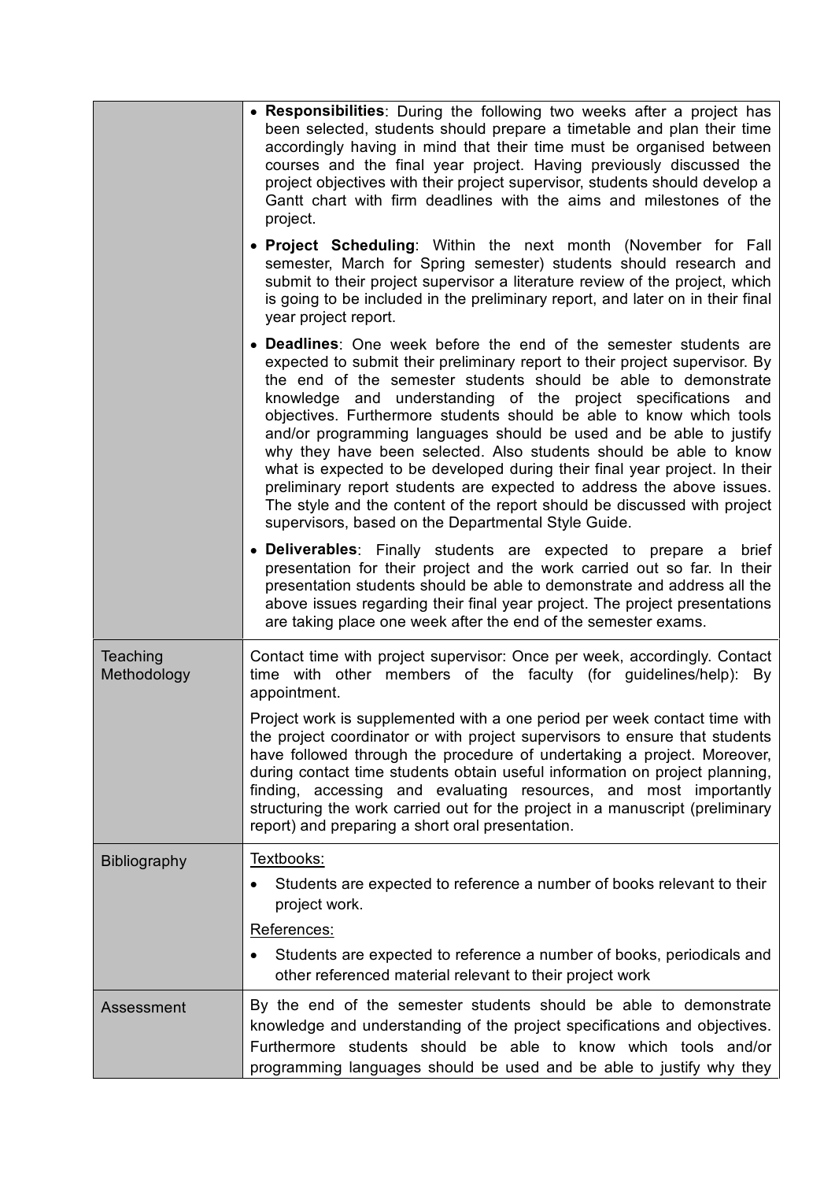| | |
|---|---|
| | • **Responsibilities**: During the following two weeks after a project has been selected, students should prepare a timetable and plan their time accordingly having in mind that their time must be organised between courses and the final year project. Having previously discussed the project objectives with their project supervisor, students should develop a Gantt chart with firm deadlines with the aims and milestones of the project.<br><br>• **Project Scheduling**: Within the next month (November for Fall semester, March for Spring semester) students should research and submit to their project supervisor a literature review of the project, which is going to be included in the preliminary report, and later on in their final year project report.<br><br>• **Deadlines**: One week before the end of the semester students are expected to submit their preliminary report to their project supervisor. By the end of the semester students should be able to demonstrate knowledge and understanding of the project specifications and objectives. Furthermore students should be able to know which tools and/or programming languages should be used and be able to justify why they have been selected. Also students should be able to know what is expected to be developed during their final year project. In their preliminary report students are expected to address the above issues. The style and the content of the report should be discussed with project supervisors, based on the Departmental Style Guide.<br><br>• **Deliverables**: Finally students are expected to prepare a brief presentation for their project and the work carried out so far. In their presentation students should be able to demonstrate and address all the above issues regarding their final year project. The project presentations are taking place one week after the end of the semester exams. |
| Teaching Methodology | Contact time with project supervisor: Once per week, accordingly. Contact time with other members of the faculty (for guidelines/help): By appointment.<br><br>Project work is supplemented with a one period per week contact time with the project coordinator or with project supervisors to ensure that students have followed through the procedure of undertaking a project. Moreover, during contact time students obtain useful information on project planning, finding, accessing and evaluating resources, and most importantly structuring the work carried out for the project in a manuscript (preliminary report) and preparing a short oral presentation. |
| Bibliography | <u>Textbooks:</u><br><br>• Students are expected to reference a number of books relevant to their project work.<br><br><u>References:</u><br><br>• Students are expected to reference a number of books, periodicals and other referenced material relevant to their project work |
| Assessment | By the end of the semester students should be able to demonstrate knowledge and understanding of the project specifications and objectives. Furthermore students should be able to know which tools and/or programming languages should be used and be able to justify why they |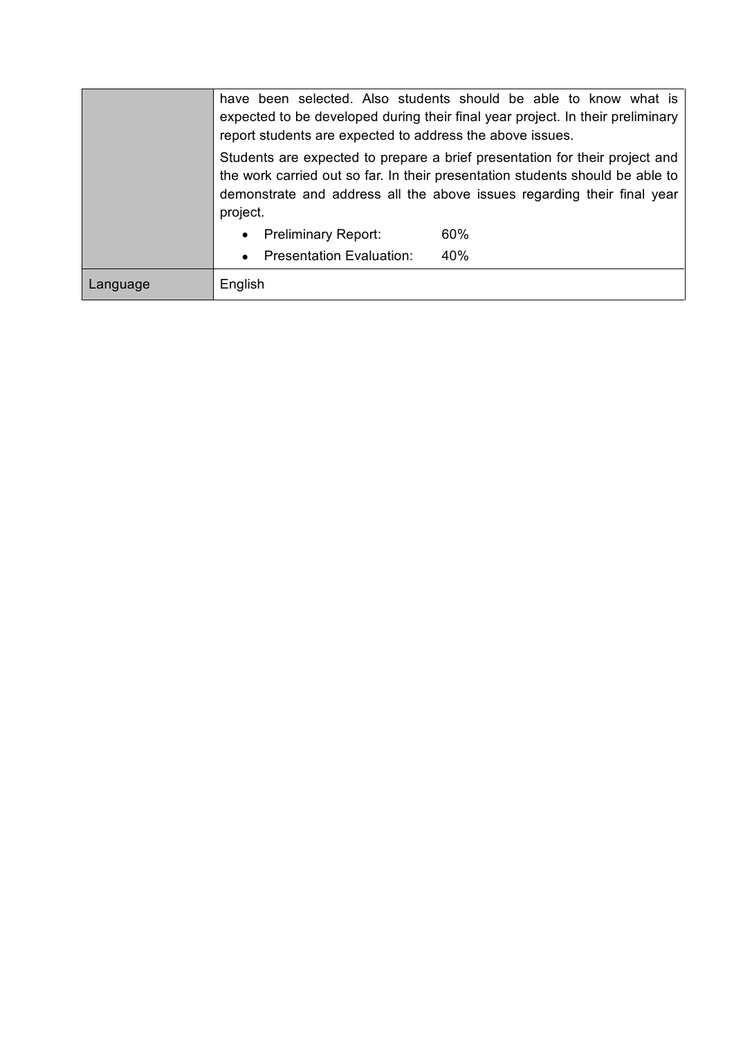| | |
|---|---|
| | have been selected. Also students should be able to know what is expected to be developed during their final year project. In their preliminary report students are expected to address the above issues.<br><br>Students are expected to prepare a brief presentation for their project and the work carried out so far. In their presentation students should be able to demonstrate and address all the above issues regarding their final year project.<br><br>• Preliminary Report: 60%<br>• Presentation Evaluation: 40% |
| Language | English |